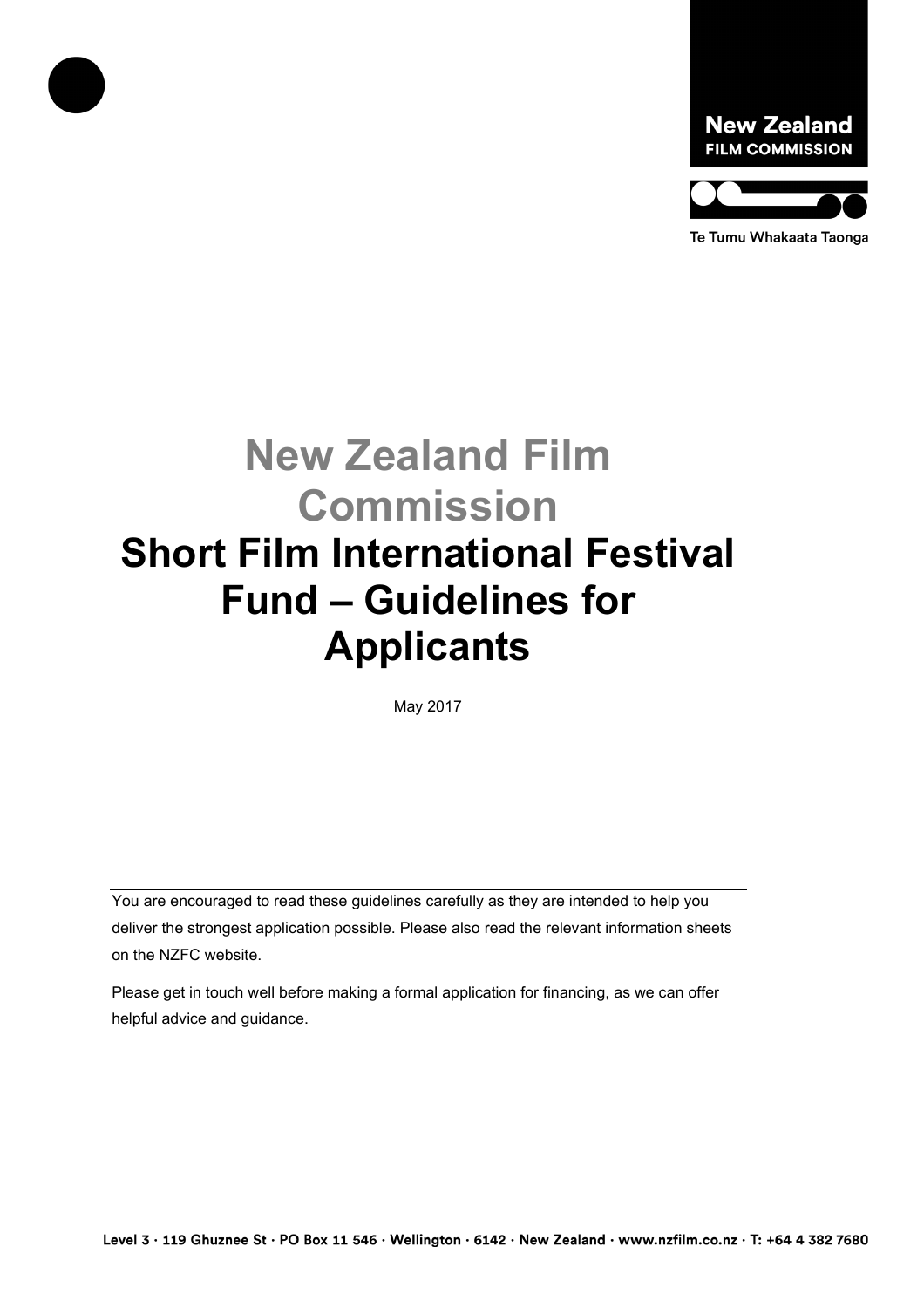New Zealand
FILM COMMISSION

Te Tumu Whakaata Taonga

# New Zealand Film Commission
# Short Film International Festival Fund – Guidelines for Applicants

May 2017

---

You are encouraged to read these guidelines carefully as they are intended to help you deliver the strongest application possible. Please also read the relevant information sheets on the NZFC website.

Please get in touch well before making a formal application for financing, as we can offer helpful advice and guidance.

---

Level 3 · 119 Ghuznee St · PO Box 11 546 · Wellington · 6142 · New Zealand · www.nzfilm.co.nz · T: +64 4 382 7680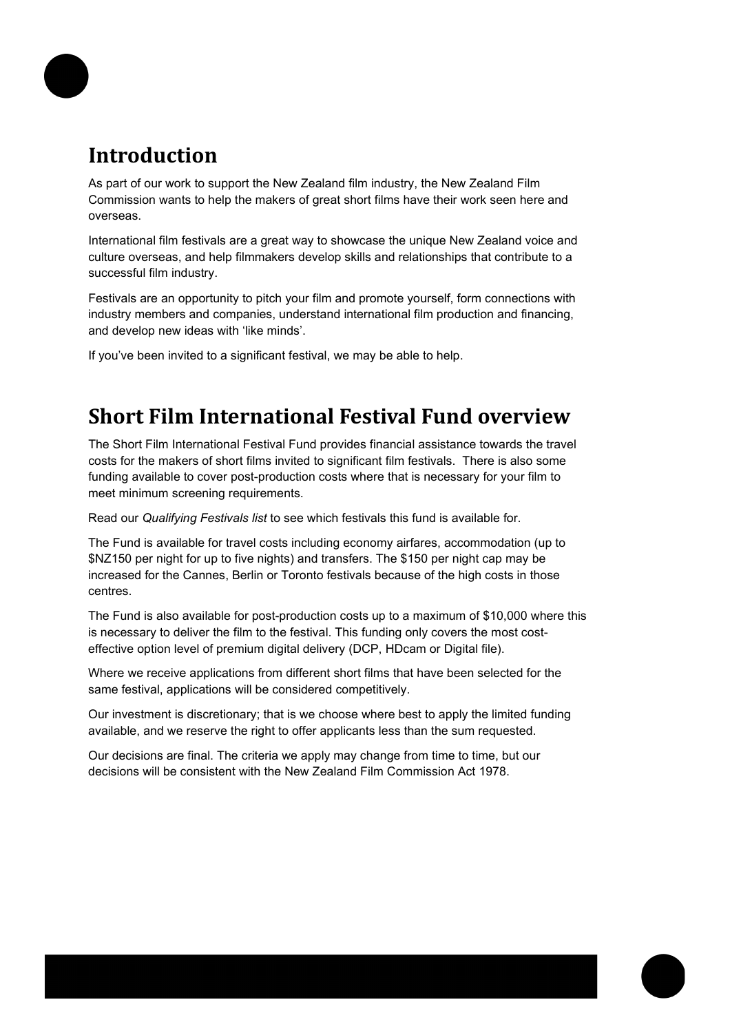## Introduction

As part of our work to support the New Zealand film industry, the New Zealand Film Commission wants to help the makers of great short films have their work seen here and overseas.

International film festivals are a great way to showcase the unique New Zealand voice and culture overseas, and help filmmakers develop skills and relationships that contribute to a successful film industry.

Festivals are an opportunity to pitch your film and promote yourself, form connections with industry members and companies, understand international film production and financing, and develop new ideas with 'like minds'.

If you've been invited to a significant festival, we may be able to help.

## Short Film International Festival Fund overview

The Short Film International Festival Fund provides financial assistance towards the travel costs for the makers of short films invited to significant film festivals. There is also some funding available to cover post-production costs where that is necessary for your film to meet minimum screening requirements.

Read our *Qualifying Festivals list* to see which festivals this fund is available for.

The Fund is available for travel costs including economy airfares, accommodation (up to $NZ150 per night for up to five nights) and transfers. The $150 per night cap may be increased for the Cannes, Berlin or Toronto festivals because of the high costs in those centres.

The Fund is also available for post-production costs up to a maximum of $10,000 where this is necessary to deliver the film to the festival. This funding only covers the most cost-effective option level of premium digital delivery (DCP, HDcam or Digital file).

Where we receive applications from different short films that have been selected for the same festival, applications will be considered competitively.

Our investment is discretionary; that is we choose where best to apply the limited funding available, and we reserve the right to offer applicants less than the sum requested.

Our decisions are final. The criteria we apply may change from time to time, but our decisions will be consistent with the New Zealand Film Commission Act 1978.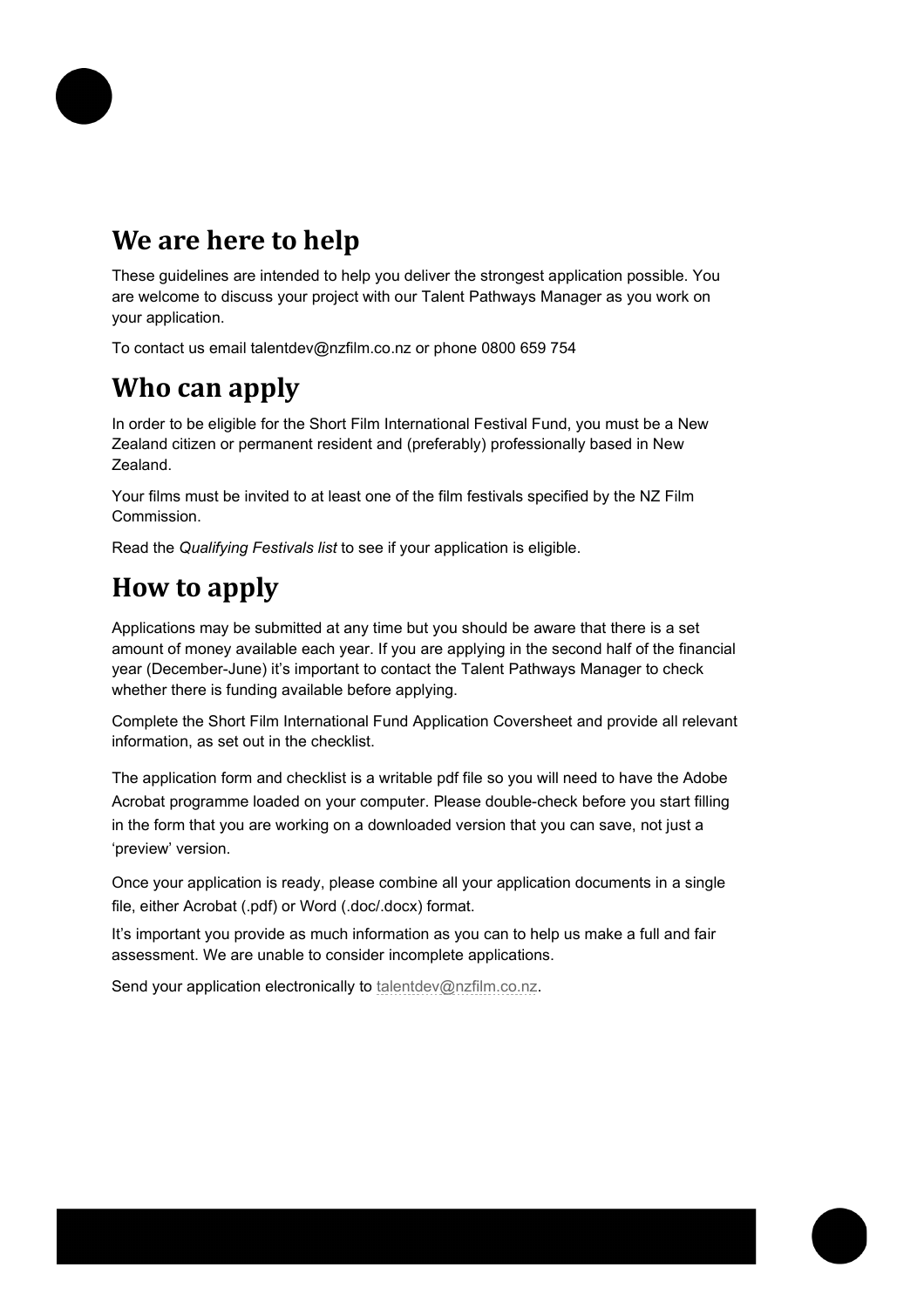## We are here to help

These guidelines are intended to help you deliver the strongest application possible. You are welcome to discuss your project with our Talent Pathways Manager as you work on your application.

To contact us email talentdev@nzfilm.co.nz or phone 0800 659 754

## Who can apply

In order to be eligible for the Short Film International Festival Fund, you must be a New Zealand citizen or permanent resident and (preferably) professionally based in New Zealand.

Your films must be invited to at least one of the film festivals specified by the NZ Film Commission.

Read the *Qualifying Festivals list* to see if your application is eligible.

## How to apply

Applications may be submitted at any time but you should be aware that there is a set amount of money available each year. If you are applying in the second half of the financial year (December-June) it's important to contact the Talent Pathways Manager to check whether there is funding available before applying.

Complete the Short Film International Fund Application Coversheet and provide all relevant information, as set out in the checklist.

The application form and checklist is a writable pdf file so you will need to have the Adobe Acrobat programme loaded on your computer. Please double-check before you start filling in the form that you are working on a downloaded version that you can save, not just a 'preview' version.

Once your application is ready, please combine all your application documents in a single file, either Acrobat (.pdf) or Word (.doc/.docx) format.

It's important you provide as much information as you can to help us make a full and fair assessment. We are unable to consider incomplete applications.

Send your application electronically to talentdev@nzfilm.co.nz.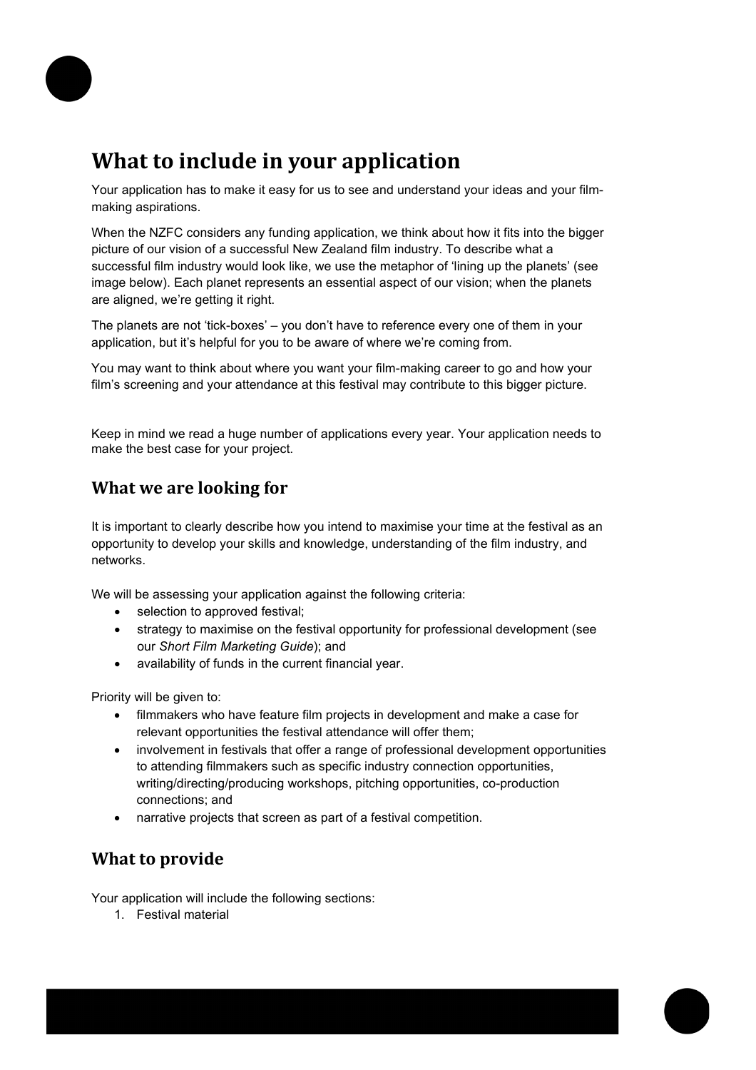# What to include in your application

Your application has to make it easy for us to see and understand your ideas and your film-making aspirations.

When the NZFC considers any funding application, we think about how it fits into the bigger picture of our vision of a successful New Zealand film industry. To describe what a successful film industry would look like, we use the metaphor of 'lining up the planets' (see image below). Each planet represents an essential aspect of our vision; when the planets are aligned, we're getting it right.

The planets are not 'tick-boxes' – you don't have to reference every one of them in your application, but it's helpful for you to be aware of where we're coming from.

You may want to think about where you want your film-making career to go and how your film's screening and your attendance at this festival may contribute to this bigger picture.

Keep in mind we read a huge number of applications every year. Your application needs to make the best case for your project.

## What we are looking for

It is important to clearly describe how you intend to maximise your time at the festival as an opportunity to develop your skills and knowledge, understanding of the film industry, and networks.

We will be assessing your application against the following criteria:

- selection to approved festival;
- strategy to maximise on the festival opportunity for professional development (see our *Short Film Marketing Guide*); and
- availability of funds in the current financial year.

Priority will be given to:

- filmmakers who have feature film projects in development and make a case for relevant opportunities the festival attendance will offer them;
- involvement in festivals that offer a range of professional development opportunities to attending filmmakers such as specific industry connection opportunities, writing/directing/producing workshops, pitching opportunities, co-production connections; and
- narrative projects that screen as part of a festival competition.

## What to provide

Your application will include the following sections:

1. Festival material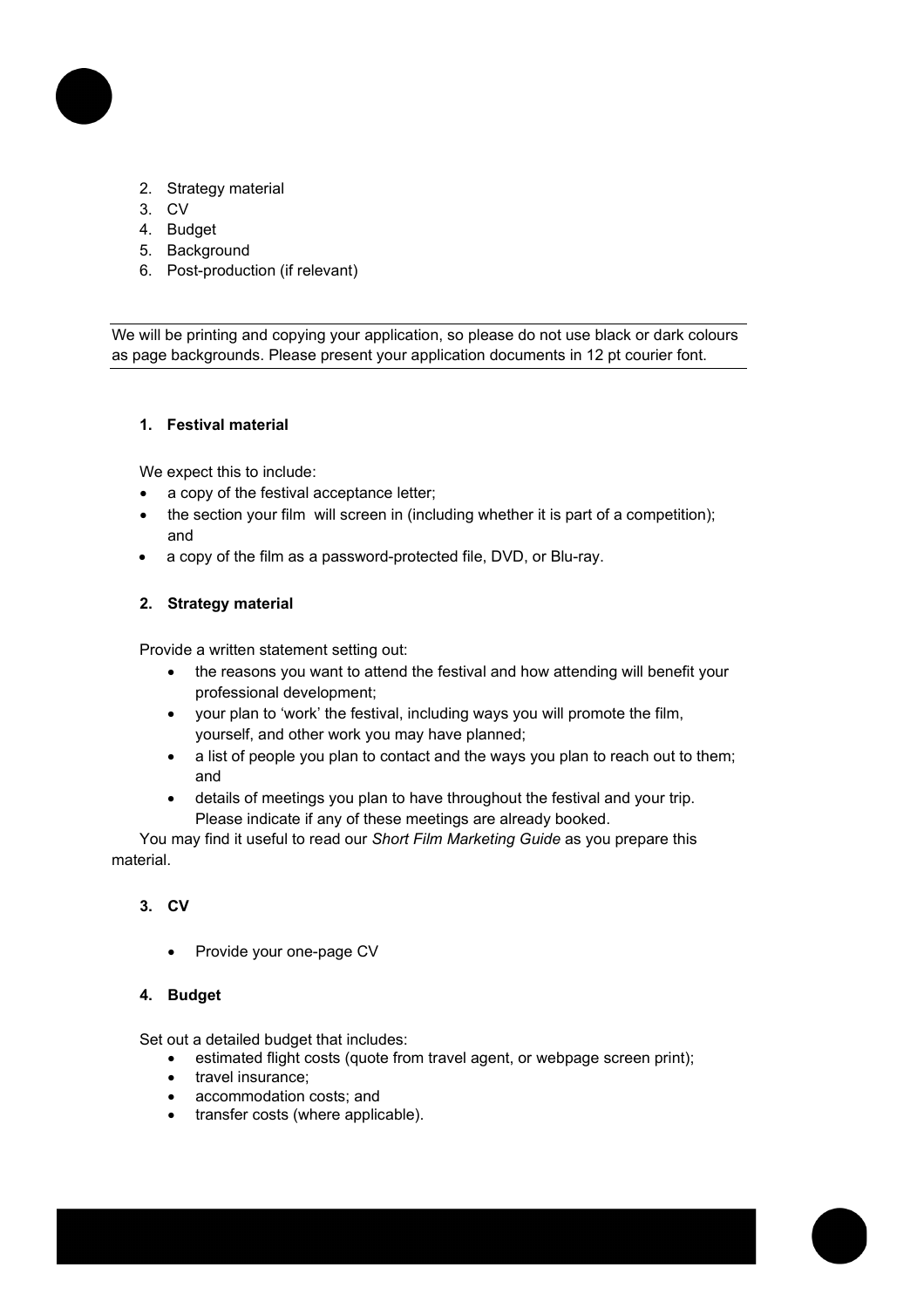2. Strategy material
3. CV
4. Budget
5. Background
6. Post-production (if relevant)

---

We will be printing and copying your application, so please do not use black or dark colours as page backgrounds. Please present your application documents in 12 pt courier font.

---

**1. Festival material**

We expect this to include:

- a copy of the festival acceptance letter;
- the section your film will screen in (including whether it is part of a competition); and
- a copy of the film as a password-protected file, DVD, or Blu-ray.

**2. Strategy material**

Provide a written statement setting out:

- the reasons you want to attend the festival and how attending will benefit your professional development;
- your plan to 'work' the festival, including ways you will promote the film, yourself, and other work you may have planned;
- a list of people you plan to contact and the ways you plan to reach out to them; and
- details of meetings you plan to have throughout the festival and your trip. Please indicate if any of these meetings are already booked.

You may find it useful to read our *Short Film Marketing Guide* as you prepare this material.

**3. CV**

- Provide your one-page CV

**4. Budget**

Set out a detailed budget that includes:

- estimated flight costs (quote from travel agent, or webpage screen print);
- travel insurance;
- accommodation costs; and
- transfer costs (where applicable).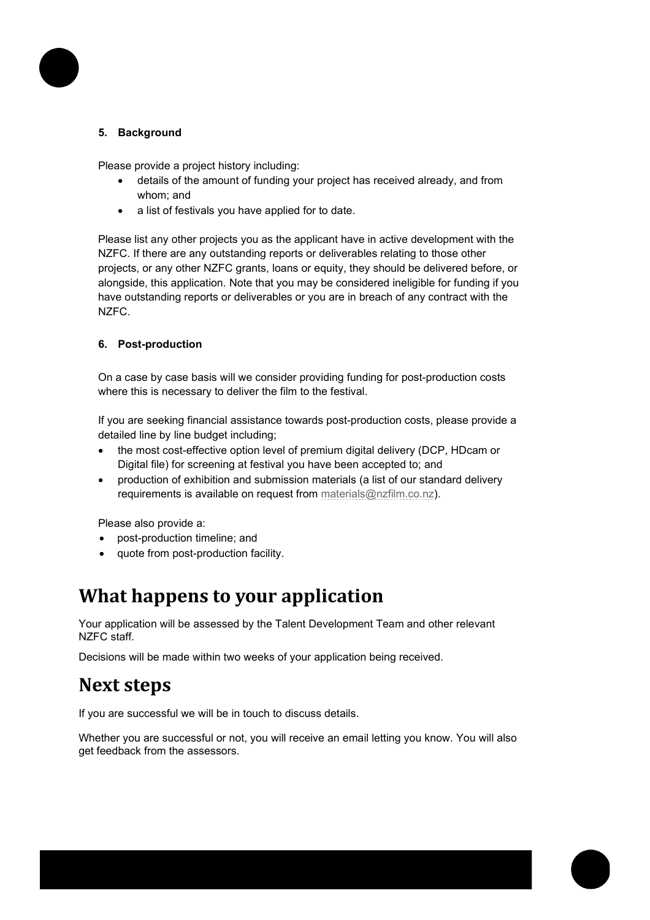#### 5. Background

Please provide a project history including:

- details of the amount of funding your project has received already, and from whom; and
- a list of festivals you have applied for to date.

Please list any other projects you as the applicant have in active development with the NZFC. If there are any outstanding reports or deliverables relating to those other projects, or any other NZFC grants, loans or equity, they should be delivered before, or alongside, this application. Note that you may be considered ineligible for funding if you have outstanding reports or deliverables or you are in breach of any contract with the NZFC.

#### 6. Post-production

On a case by case basis will we consider providing funding for post-production costs where this is necessary to deliver the film to the festival.

If you are seeking financial assistance towards post-production costs, please provide a detailed line by line budget including;

- the most cost-effective option level of premium digital delivery (DCP, HDcam or Digital file) for screening at festival you have been accepted to; and
- production of exhibition and submission materials (a list of our standard delivery requirements is available on request from materials@nzfilm.co.nz).

Please also provide a:

- post-production timeline; and
- quote from post-production facility.

## What happens to your application

Your application will be assessed by the Talent Development Team and other relevant NZFC staff.

Decisions will be made within two weeks of your application being received.

## Next steps

If you are successful we will be in touch to discuss details.

Whether you are successful or not, you will receive an email letting you know. You will also get feedback from the assessors.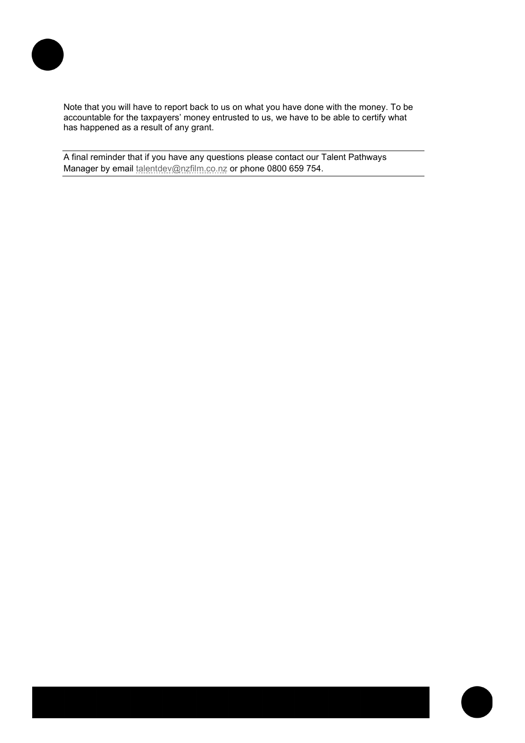Note that you will have to report back to us on what you have done with the money. To be accountable for the taxpayers' money entrusted to us, we have to be able to certify what has happened as a result of any grant.

---

A final reminder that if you have any questions please contact our Talent Pathways Manager by email talentdev@nzfilm.co.nz or phone 0800 659 754.

---